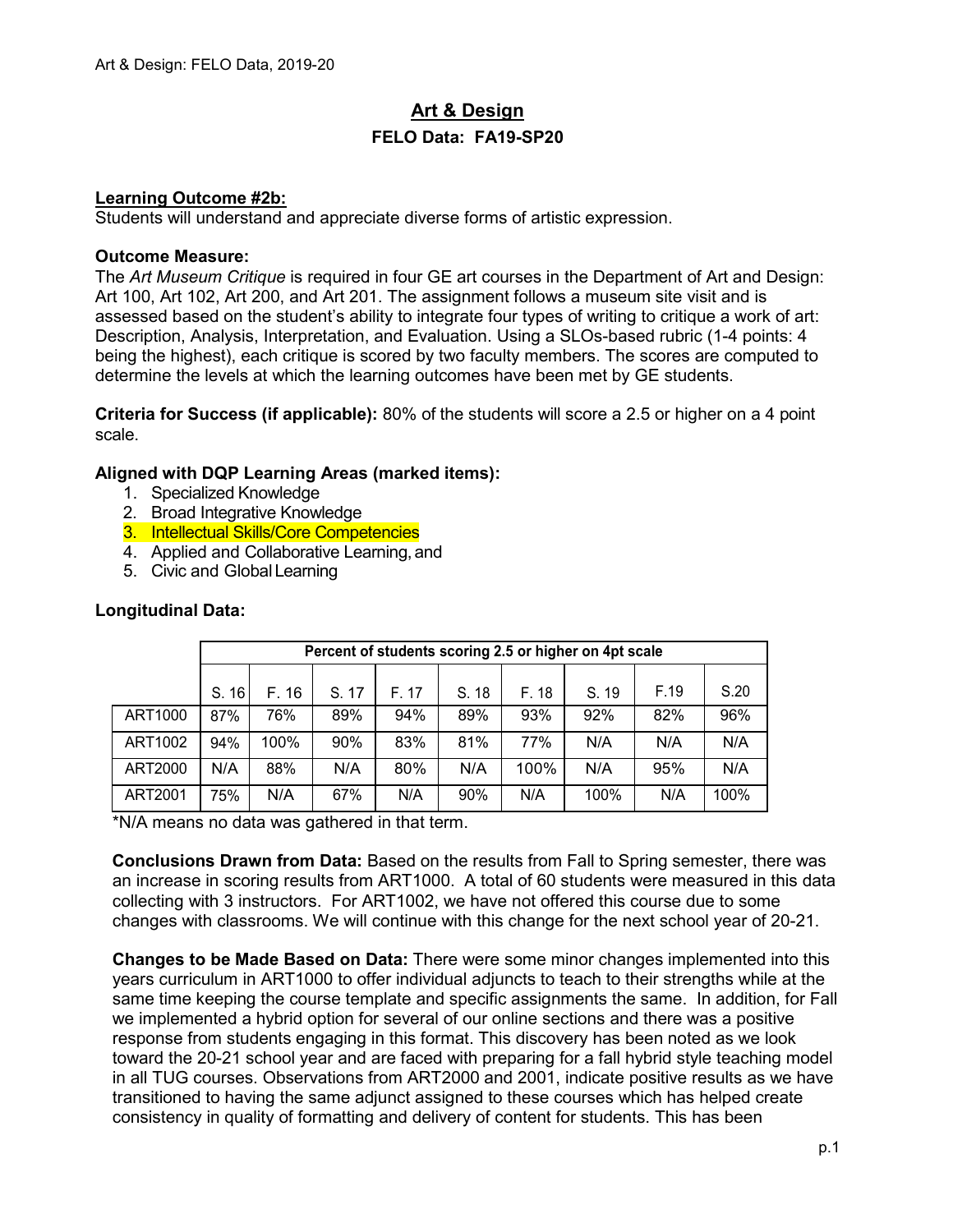# Art & Design

## FELO Data: FA19-SP20

**Learning Outcome #2b:**
Students will understand and appreciate diverse forms of artistic expression.

**Outcome Measure:**
The *Art Museum Critique* is required in four GE art courses in the Department of Art and Design: Art 100, Art 102, Art 200, and Art 201. The assignment follows a museum site visit and is assessed based on the student's ability to integrate four types of writing to critique a work of art: Description, Analysis, Interpretation, and Evaluation. Using a SLOs-based rubric (1-4 points: 4 being the highest), each critique is scored by two faculty members. The scores are computed to determine the levels at which the learning outcomes have been met by GE students.

**Criteria for Success (if applicable):** 80% of the students will score a 2.5 or higher on a 4 point scale.

**Aligned with DQP Learning Areas (marked items):**

1. Specialized Knowledge
2. Broad Integrative Knowledge
3. Intellectual Skills/Core Competencies
4. Applied and Collaborative Learning, and
5. Civic and Global Learning

**Longitudinal Data:**

| | Percent of students scoring 2.5 or higher on 4pt scale | | | | | | | | |
|---|---|---|---|---|---|---|---|---|---|
| | S. 16 | F. 16 | S. 17 | F. 17 | S. 18 | F. 18 | S. 19 | F.19 | S.20 |
| ART1000 | 87% | 76% | 89% | 94% | 89% | 93% | 92% | 82% | 96% |
| ART1002 | 94% | 100% | 90% | 83% | 81% | 77% | N/A | N/A | N/A |
| ART2000 | N/A | 88% | N/A | 80% | N/A | 100% | N/A | 95% | N/A |
| ART2001 | 75% | N/A | 67% | N/A | 90% | N/A | 100% | N/A | 100% |

*N/A means no data was gathered in that term.

**Conclusions Drawn from Data:** Based on the results from Fall to Spring semester, there was an increase in scoring results from ART1000. A total of 60 students were measured in this data collecting with 3 instructors. For ART1002, we have not offered this course due to some changes with classrooms. We will continue with this change for the next school year of 20-21.

**Changes to be Made Based on Data:** There were some minor changes implemented into this years curriculum in ART1000 to offer individual adjuncts to teach to their strengths while at the same time keeping the course template and specific assignments the same. In addition, for Fall we implemented a hybrid option for several of our online sections and there was a positive response from students engaging in this format. This discovery has been noted as we look toward the 20-21 school year and are faced with preparing for a fall hybrid style teaching model in all TUG courses. Observations from ART2000 and 2001, indicate positive results as we have transitioned to having the same adjunct assigned to these courses which has helped create consistency in quality of formatting and delivery of content for students. This has been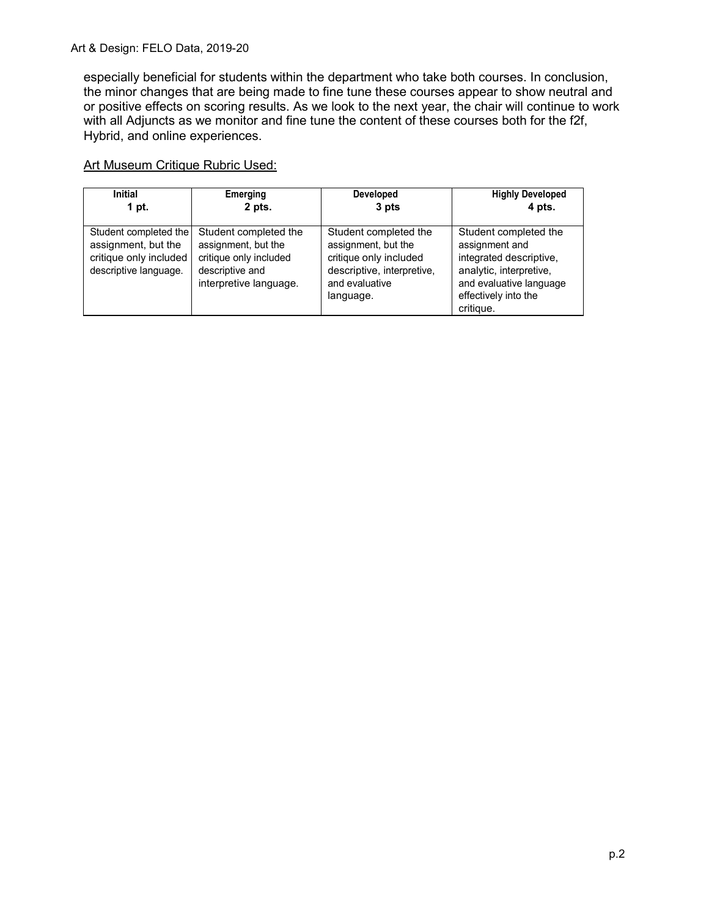especially beneficial for students within the department who take both courses. In conclusion, the minor changes that are being made to fine tune these courses appear to show neutral and or positive effects on scoring results. As we look to the next year, the chair will continue to work with all Adjuncts as we monitor and fine tune the content of these courses both for the f2f, Hybrid, and online experiences.

<u>Art Museum Critique Rubric Used:</u>

| **Initial 1 pt.** | **Emerging 2 pts.** | **Developed 3 pts** | **Highly Developed 4 pts.** |
|---|---|---|---|
| Student completed the assignment, but the critique only included descriptive language. | Student completed the assignment, but the critique only included descriptive and interpretive language. | Student completed the assignment, but the critique only included descriptive, interpretive, and evaluative language. | Student completed the assignment and integrated descriptive, analytic, interpretive, and evaluative language effectively into the critique. |